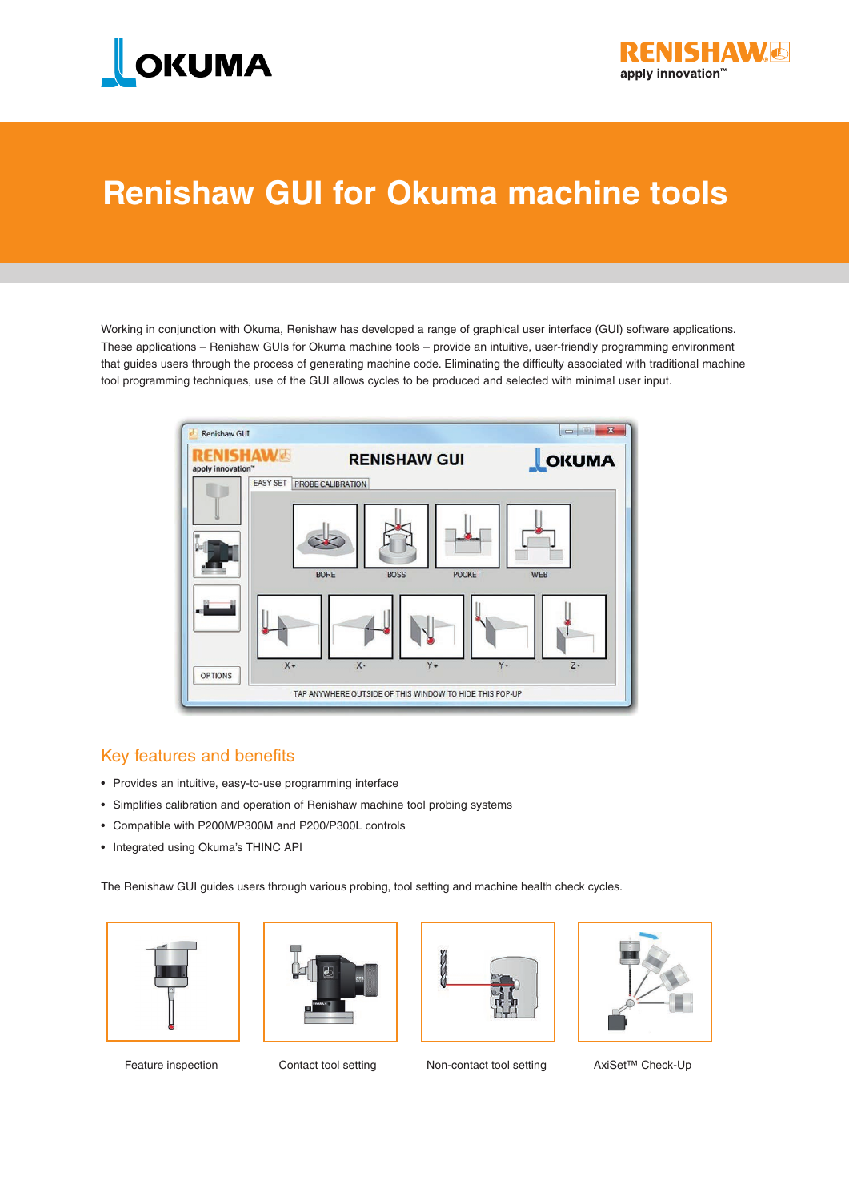# Renishaw GUI for Okuma machine tools

Working in conjunction with Okuma, Renishaw has developed a range of graphical user interface (GUI) software applications. These applications – Renishaw GUIs for Okuma machine tools – provide an intuitive, user-friendly programming environment that guides users through the process of generating machine code. Eliminating the difficulty associated with traditional machine tool programming techniques, use of the GUI allows cycles to be produced and selected with minimal user input.

## Key features and benefits

- Provides an intuitive, easy-to-use programming interface
- Simplifies calibration and operation of Renishaw machine tool probing systems
- Compatible with P200M/P300M and P200/P300L controls
- Integrated using Okuma's THINC API

The Renishaw GUI guides users through various probing, tool setting and machine health check cycles.

Feature inspection

Contact tool setting

Non-contact tool setting

AxiSet™ Check-Up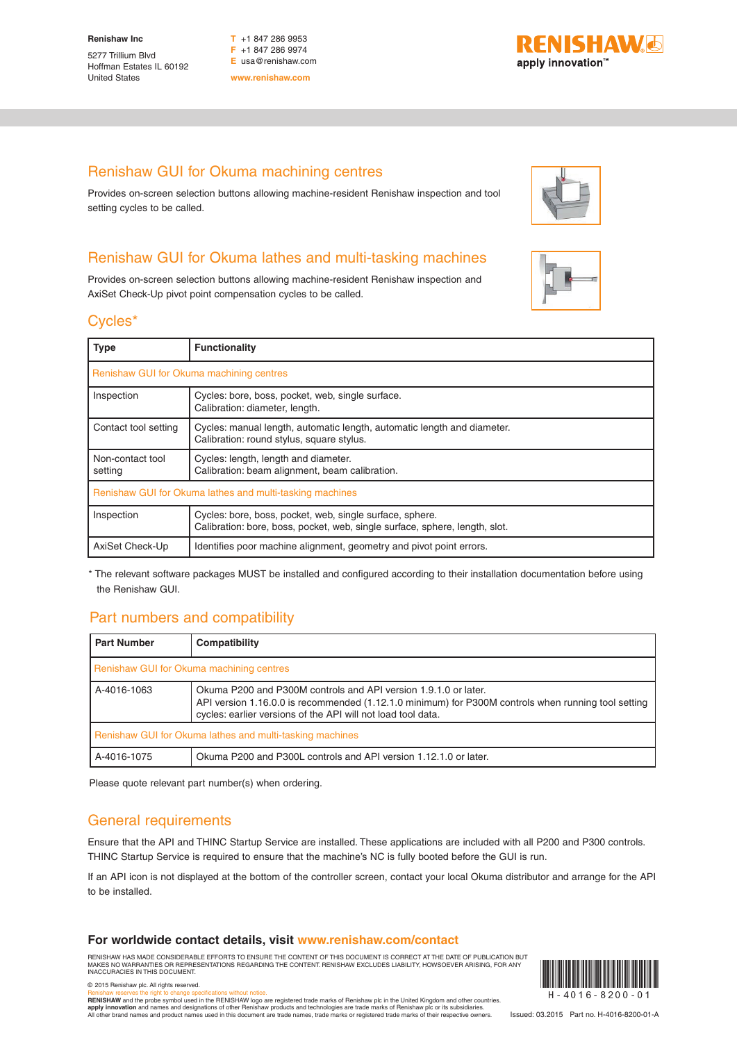Renishaw Inc

5277 Trillium Blvd
Hoffman Estates IL 60192
United States

T +1 847 286 9953
F +1 847 286 9974
E usa@renishaw.com

www.renishaw.com

## Renishaw GUI for Okuma machining centres

Provides on-screen selection buttons allowing machine-resident Renishaw inspection and tool setting cycles to be called.

## Renishaw GUI for Okuma lathes and multi-tasking machines

Provides on-screen selection buttons allowing machine-resident Renishaw inspection and AxiSet Check-Up pivot point compensation cycles to be called.

## Cycles*

| Type | Functionality |
|---|---|
| Renishaw GUI for Okuma machining centres | |
| Inspection | Cycles: bore, boss, pocket, web, single surface.<br>Calibration: diameter, length. |
| Contact tool setting | Cycles: manual length, automatic length, automatic length and diameter.<br>Calibration: round stylus, square stylus. |
| Non-contact tool setting | Cycles: length, length and diameter.<br>Calibration: beam alignment, beam calibration. |
| Renishaw GUI for Okuma lathes and multi-tasking machines | |
| Inspection | Cycles: bore, boss, pocket, web, single surface, sphere.<br>Calibration: bore, boss, pocket, web, single surface, sphere, length, slot. |
| AxiSet Check-Up | Identifies poor machine alignment, geometry and pivot point errors. |

* The relevant software packages MUST be installed and configured according to their installation documentation before using the Renishaw GUI.

## Part numbers and compatibility

| Part Number | Compatibility |
|---|---|
| Renishaw GUI for Okuma machining centres | |
| A-4016-1063 | Okuma P200 and P300M controls and API version 1.9.1.0 or later.<br>API version 1.16.0.0 is recommended (1.12.1.0 minimum) for P300M controls when running tool setting cycles: earlier versions of the API will not load tool data. |
| Renishaw GUI for Okuma lathes and multi-tasking machines | |
| A-4016-1075 | Okuma P200 and P300L controls and API version 1.12.1.0 or later. |

Please quote relevant part number(s) when ordering.

## General requirements

Ensure that the API and THINC Startup Service are installed. These applications are included with all P200 and P300 controls. THINC Startup Service is required to ensure that the machine's NC is fully booted before the GUI is run.

If an API icon is not displayed at the bottom of the controller screen, contact your local Okuma distributor and arrange for the API to be installed.

**For worldwide contact details, visit www.renishaw.com/contact**

RENISHAW HAS MADE CONSIDERABLE EFFORTS TO ENSURE THE CONTENT OF THIS DOCUMENT IS CORRECT AT THE DATE OF PUBLICATION BUT MAKES NO WARRANTIES OR REPRESENTATIONS REGARDING THE CONTENT. RENISHAW EXCLUDES LIABILITY, HOWSOEVER ARISING, FOR ANY INACCURACIES IN THIS DOCUMENT.

© 2015 Renishaw plc. All rights reserved.
Renishaw reserves the right to change specifications without notice.
**RENISHAW** and the probe symbol used in the RENISHAW logo are registered trade marks of Renishaw plc in the United Kingdom and other countries. **apply innovation** and names and designations of other Renishaw products and technologies are trade marks of Renishaw plc or its subsidiaries.
All other brand names and product names used in this document are trade names, trade marks or registered trade marks of their respective owners.

H-4016-8200-01

Issued: 03.2015 Part no. H-4016-8200-01-A